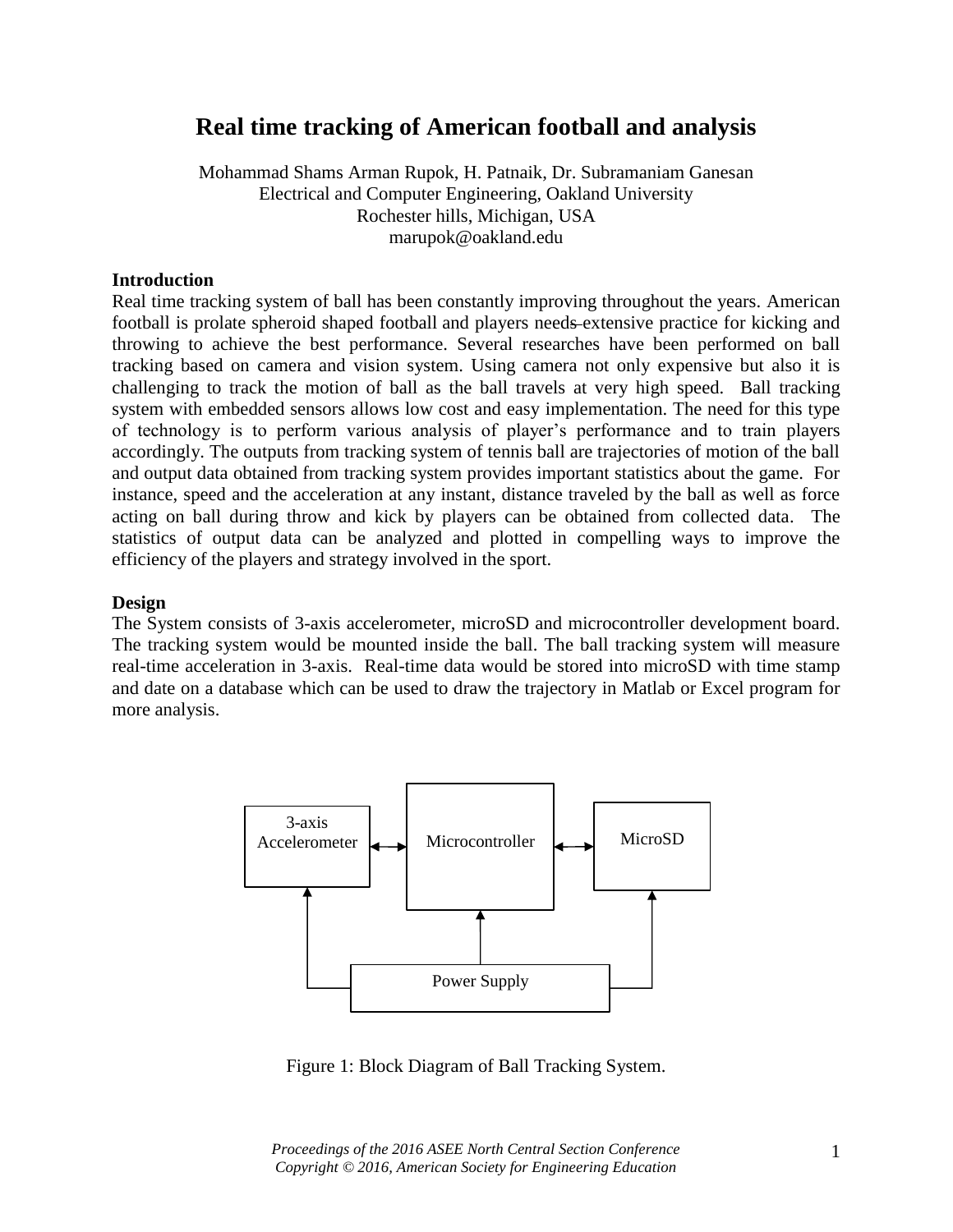# Real time tracking of American football and analysis

Mohammad Shams Arman Rupok, H. Patnaik, Dr. Subramaniam Ganesan
Electrical and Computer Engineering, Oakland University
Rochester hills, Michigan, USA
marupok@oakland.edu

## Introduction

Real time tracking system of ball has been constantly improving throughout the years. American football is prolate spheroid shaped football and players need~~s~~ extensive practice for kicking and throwing to achieve the best performance. Several researches have been performed on ball tracking based on camera and vision system. Using camera not only expensive but also it is challenging to track the motion of ball as the ball travels at very high speed. Ball tracking system with embedded sensors allows low cost and easy implementation. The need for this type of technology is to perform various analysis of player's performance and to train players accordingly. The outputs from tracking system of tennis ball are trajectories of motion of the ball and output data obtained from tracking system provides important statistics about the game. For instance, speed and the acceleration at any instant, distance traveled by the ball as well as force acting on ball during throw and kick by players can be obtained from collected data. The statistics of output data can be analyzed and plotted in compelling ways to improve the efficiency of the players and strategy involved in the sport.

## Design

The System consists of 3-axis accelerometer, microSD and microcontroller development board. The tracking system would be mounted inside the ball. The ball tracking system will measure real-time acceleration in 3-axis. Real-time data would be stored into microSD with time stamp and date on a database which can be used to draw the trajectory in Matlab or Excel program for more analysis.

3-axis Accelerometer ↔ Microcontroller ↔ MicroSD

Power Supply → 3-axis Accelerometer, Microcontroller, MicroSD

Figure 1: Block Diagram of Ball Tracking System.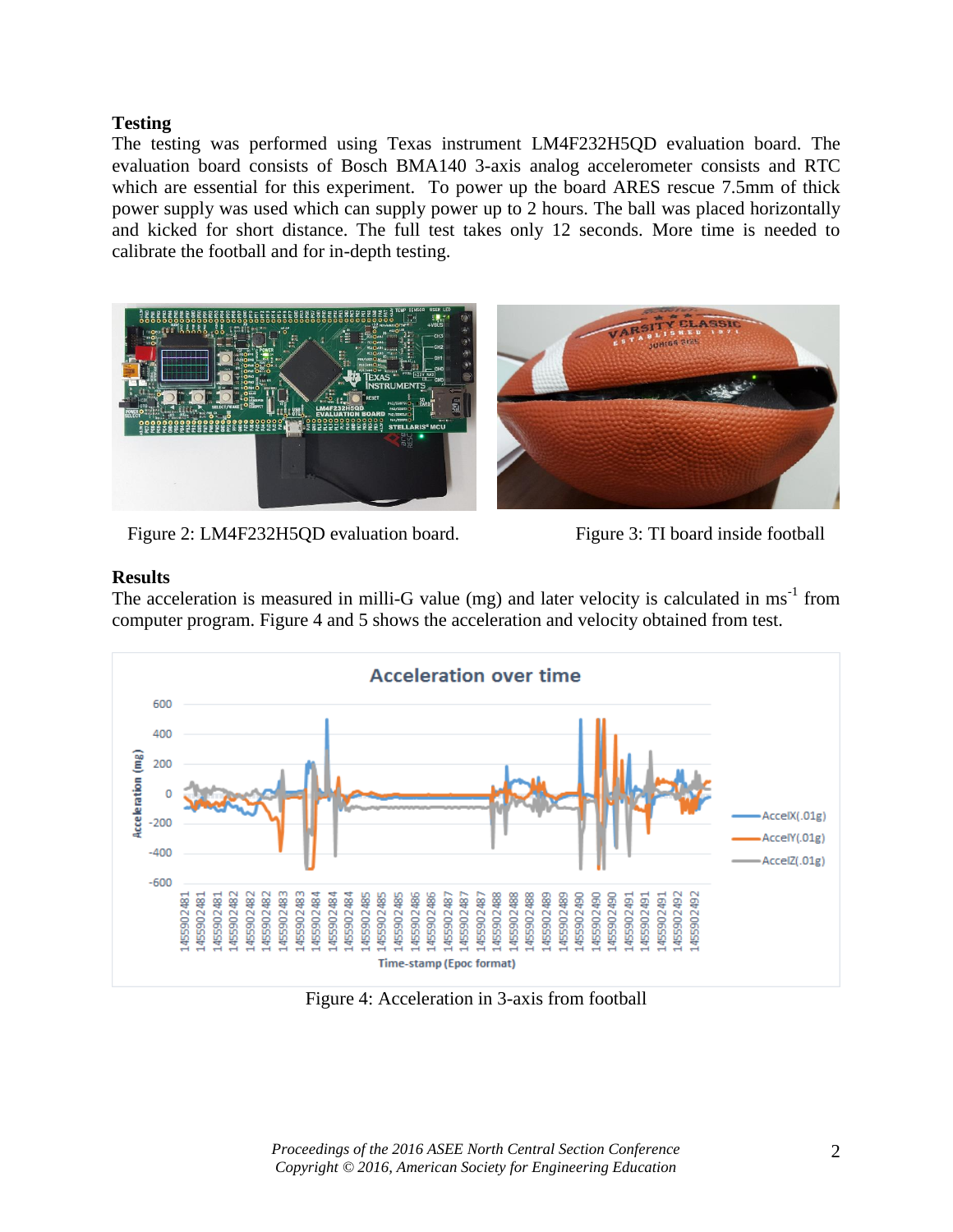## Testing

The testing was performed using Texas instrument LM4F232H5QD evaluation board. The evaluation board consists of Bosch BMA140 3-axis analog accelerometer consists and RTC which are essential for this experiment. To power up the board ARES rescue 7.5mm of thick power supply was used which can supply power up to 2 hours. The ball was placed horizontally and kicked for short distance. The full test takes only 12 seconds. More time is needed to calibrate the football and for in-depth testing.

Figure 2: LM4F232H5QD evaluation board.

Figure 3: TI board inside football

## Results

The acceleration is measured in milli-G value (mg) and later velocity is calculated in $ms^{-1}$ from computer program. Figure 4 and 5 shows the acceleration and velocity obtained from test.

Figure 4: Acceleration in 3-axis from football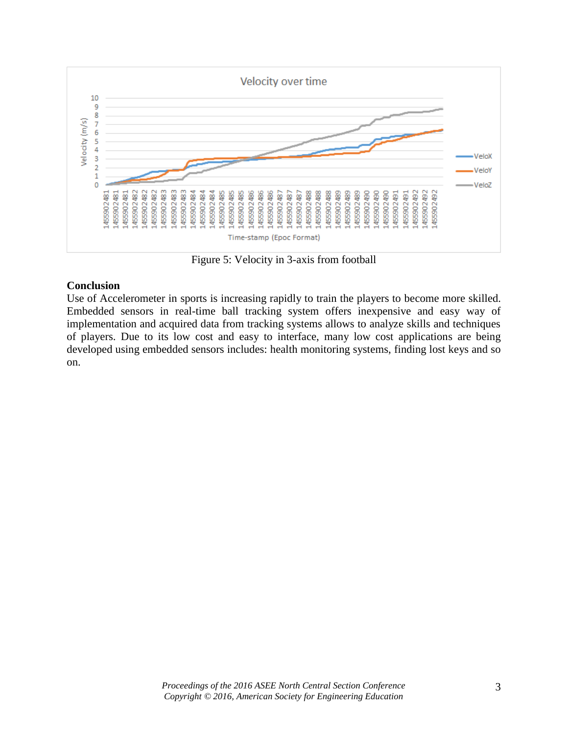Velocity over time

10
9
8
7
6
5
4
3
2
1
0

Velocity (m/s)

1455902481
1455902481
1455902481
1455902482
1455902482
1455902482
1455902483
1455902483
1455902483
1455902484
1455902484
1455902484
1455902485
1455902485
1455902485
1455902486
1455902486
1455902486
1455902487
1455902487
1455902488
1455902488
1455902488
1455902489
1455902489
1455902489
1455902490
1455902490
1455902490
1455902491
1455902491
1455902492
1455902492
1455902492

Time-stamp (Epoc Format)

VeloX
VeloY
VeloZ

Figure 5: Velocity in 3-axis from football

**Conclusion**

Use of Accelerometer in sports is increasing rapidly to train the players to become more skilled. Embedded sensors in real-time ball tracking system offers inexpensive and easy way of implementation and acquired data from tracking systems allows to analyze skills and techniques of players. Due to its low cost and easy to interface, many low cost applications are being developed using embedded sensors includes: health monitoring systems, finding lost keys and so on.